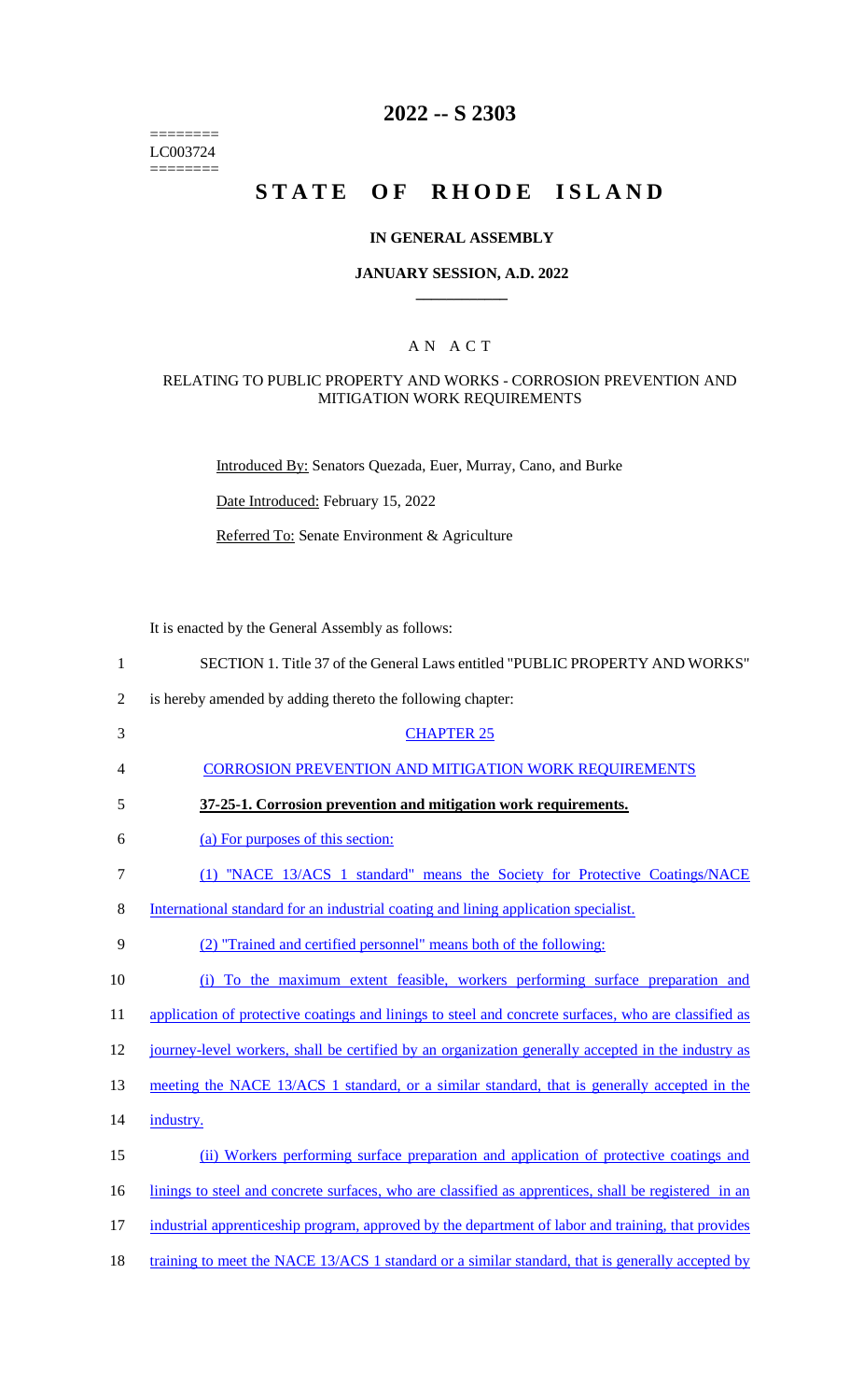========
LC003724
========

# 2022 -- S 2303

# STATE OF RHODE ISLAND

## IN GENERAL ASSEMBLY

### JANUARY SESSION, A.D. 2022

## A N A C T

### RELATING TO PUBLIC PROPERTY AND WORKS - CORROSION PREVENTION AND MITIGATION WORK REQUIREMENTS

Introduced By: Senators Quezada, Euer, Murray, Cano, and Burke

Date Introduced: February 15, 2022

Referred To: Senate Environment & Agriculture

It is enacted by the General Assembly as follows:

SECTION 1. Title 37 of the General Laws entitled "PUBLIC PROPERTY AND WORKS" is hereby amended by adding thereto the following chapter:

CHAPTER 25

CORROSION PREVENTION AND MITIGATION WORK REQUIREMENTS

**37-25-1. Corrosion prevention and mitigation work requirements.**

(a) For purposes of this section:

(1) "NACE 13/ACS 1 standard" means the Society for Protective Coatings/NACE International standard for an industrial coating and lining application specialist.

(2) "Trained and certified personnel" means both of the following:

(i) To the maximum extent feasible, workers performing surface preparation and application of protective coatings and linings to steel and concrete surfaces, who are classified as journey-level workers, shall be certified by an organization generally accepted in the industry as meeting the NACE 13/ACS 1 standard, or a similar standard, that is generally accepted in the industry.

(ii) Workers performing surface preparation and application of protective coatings and linings to steel and concrete surfaces, who are classified as apprentices, shall be registered in an industrial apprenticeship program, approved by the department of labor and training, that provides training to meet the NACE 13/ACS 1 standard or a similar standard, that is generally accepted by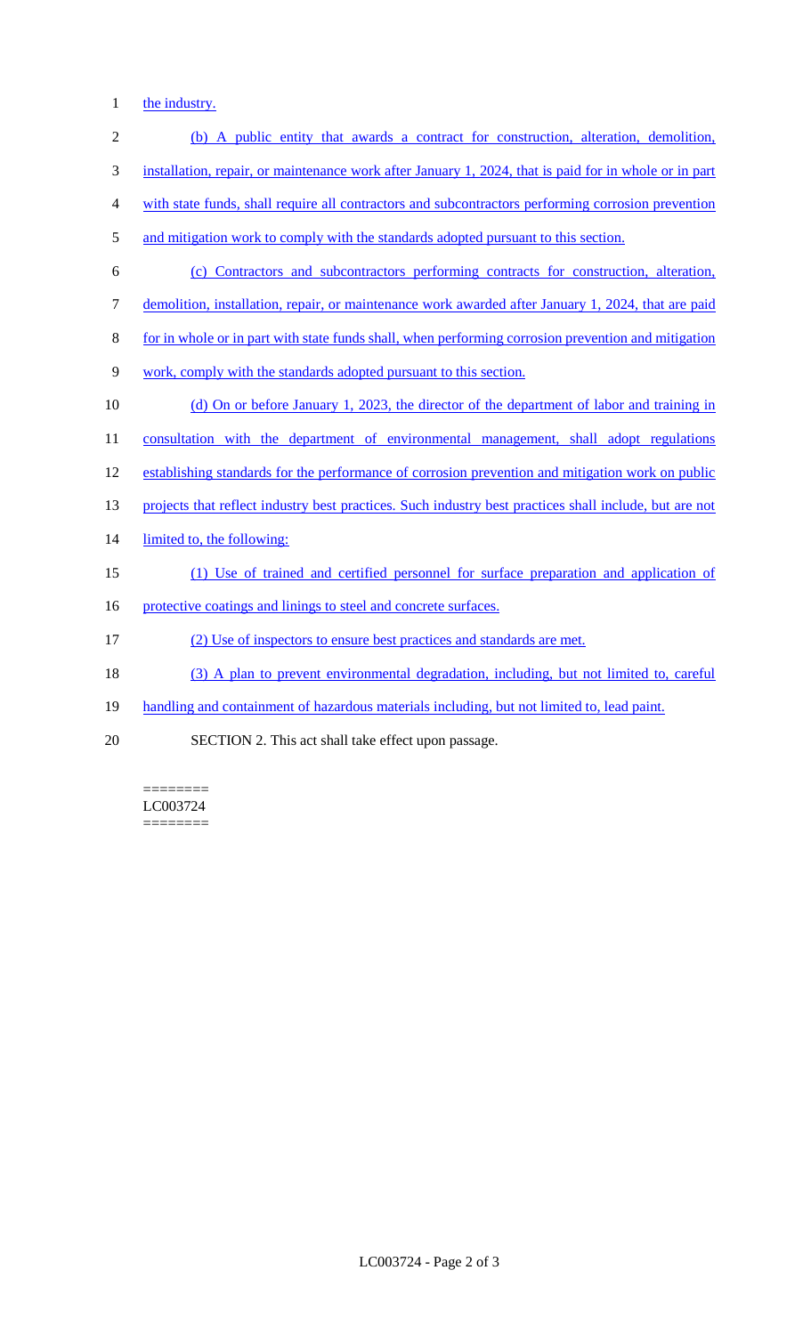the industry.

(b) A public entity that awards a contract for construction, alteration, demolition, installation, repair, or maintenance work after January 1, 2024, that is paid for in whole or in part with state funds, shall require all contractors and subcontractors performing corrosion prevention and mitigation work to comply with the standards adopted pursuant to this section.

(c) Contractors and subcontractors performing contracts for construction, alteration, demolition, installation, repair, or maintenance work awarded after January 1, 2024, that are paid for in whole or in part with state funds shall, when performing corrosion prevention and mitigation work, comply with the standards adopted pursuant to this section.

(d) On or before January 1, 2023, the director of the department of labor and training in consultation with the department of environmental management, shall adopt regulations establishing standards for the performance of corrosion prevention and mitigation work on public projects that reflect industry best practices. Such industry best practices shall include, but are not limited to, the following:

(1) Use of trained and certified personnel for surface preparation and application of protective coatings and linings to steel and concrete surfaces.

(2) Use of inspectors to ensure best practices and standards are met.

(3) A plan to prevent environmental degradation, including, but not limited to, careful handling and containment of hazardous materials including, but not limited to, lead paint.

SECTION 2. This act shall take effect upon passage.

========
LC003724
========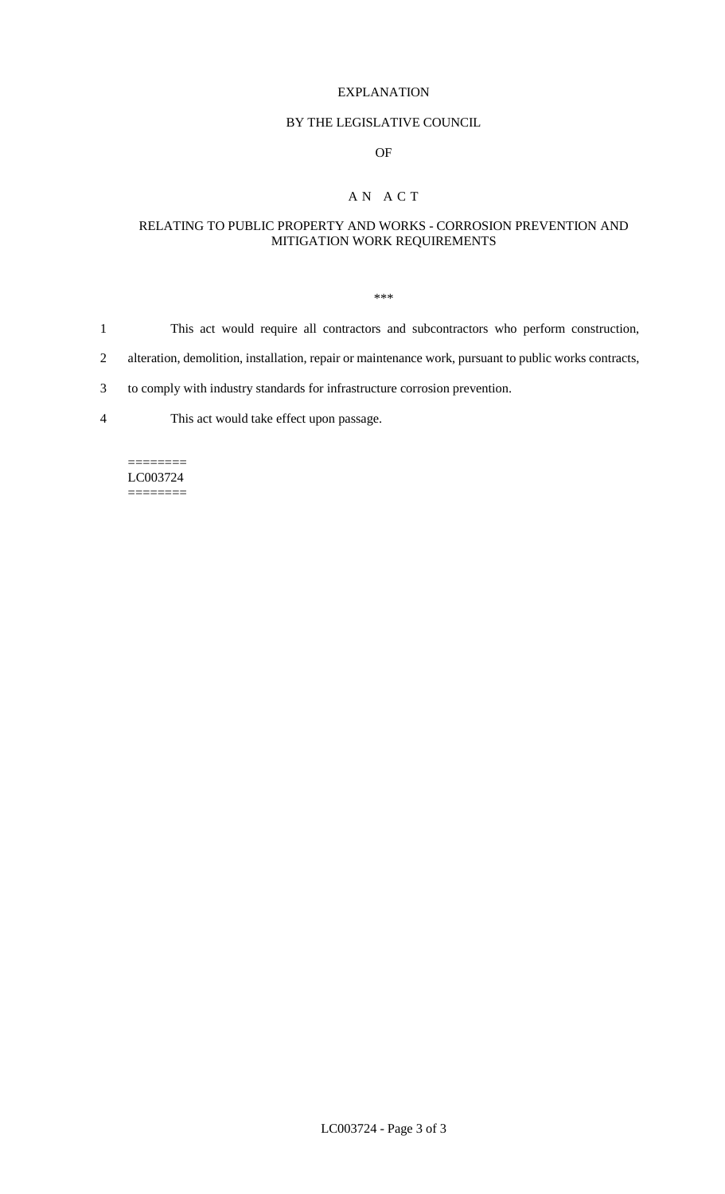EXPLANATION

BY THE LEGISLATIVE COUNCIL

OF

A N A C T

RELATING TO PUBLIC PROPERTY AND WORKS - CORROSION PREVENTION AND MITIGATION WORK REQUIREMENTS

\*\*\*

1 This act would require all contractors and subcontractors who perform construction,
2 alteration, demolition, installation, repair or maintenance work, pursuant to public works contracts,
3 to comply with industry standards for infrastructure corrosion prevention.
4 This act would take effect upon passage.

========
LC003724
========